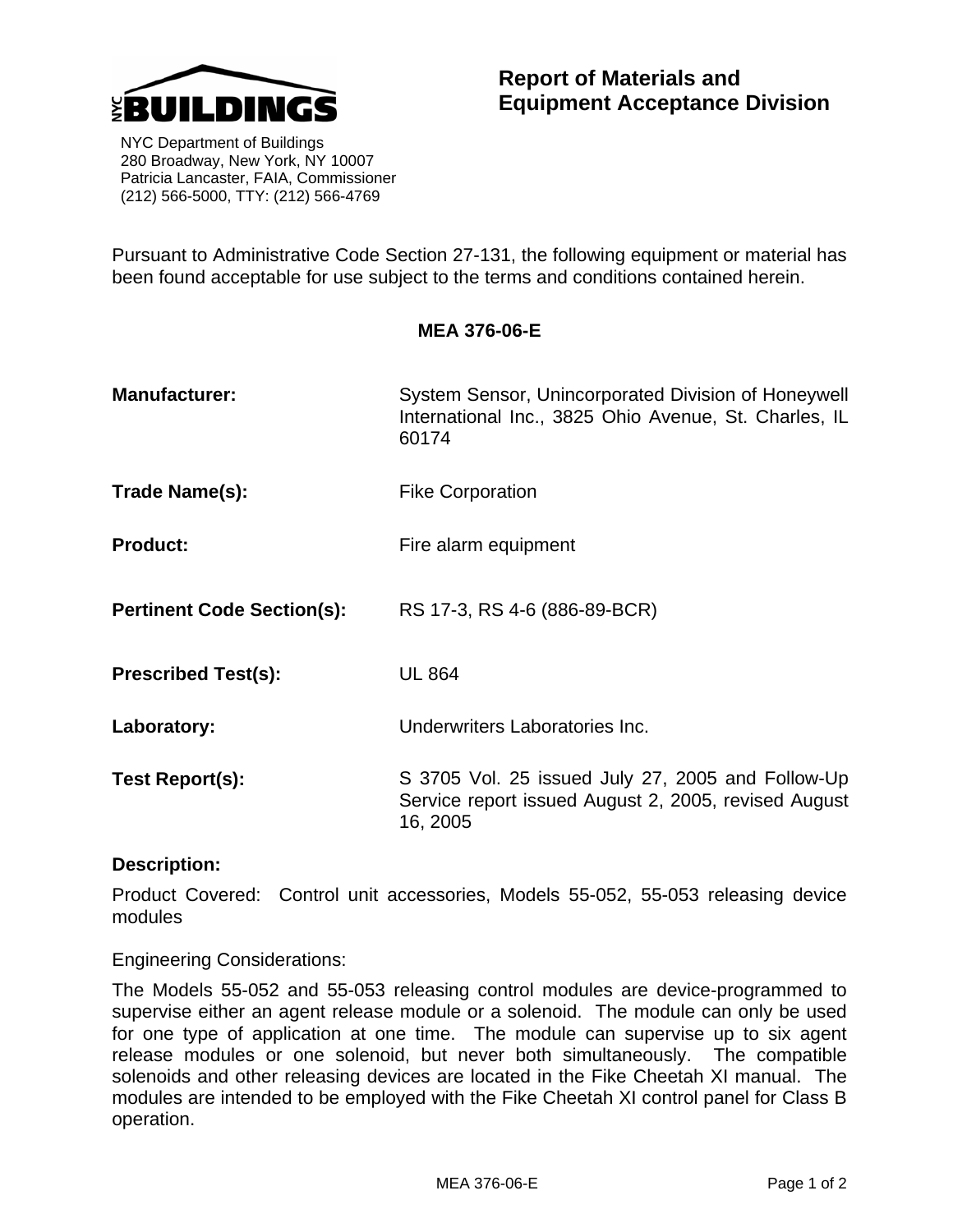NYC BUILDINGS

NYC Department of Buildings
280 Broadway, New York, NY 10007
Patricia Lancaster, FAIA, Commissioner
(212) 566-5000, TTY: (212) 566-4769

# Report of Materials and Equipment Acceptance Division

Pursuant to Administrative Code Section 27-131, the following equipment or material has been found acceptable for use subject to the terms and conditions contained herein.

## MEA 376-06-E

**Manufacturer:** System Sensor, Unincorporated Division of Honeywell International Inc., 3825 Ohio Avenue, St. Charles, IL 60174

**Trade Name(s):** Fike Corporation

**Product:** Fire alarm equipment

**Pertinent Code Section(s):** RS 17-3, RS 4-6 (886-89-BCR)

**Prescribed Test(s):** UL 864

**Laboratory:** Underwriters Laboratories Inc.

**Test Report(s):** S 3705 Vol. 25 issued July 27, 2005 and Follow-Up Service report issued August 2, 2005, revised August 16, 2005

**Description:**

Product Covered: Control unit accessories, Models 55-052, 55-053 releasing device modules

Engineering Considerations:

The Models 55-052 and 55-053 releasing control modules are device-programmed to supervise either an agent release module or a solenoid. The module can only be used for one type of application at one time. The module can supervise up to six agent release modules or one solenoid, but never both simultaneously. The compatible solenoids and other releasing devices are located in the Fike Cheetah XI manual. The modules are intended to be employed with the Fike Cheetah XI control panel for Class B operation.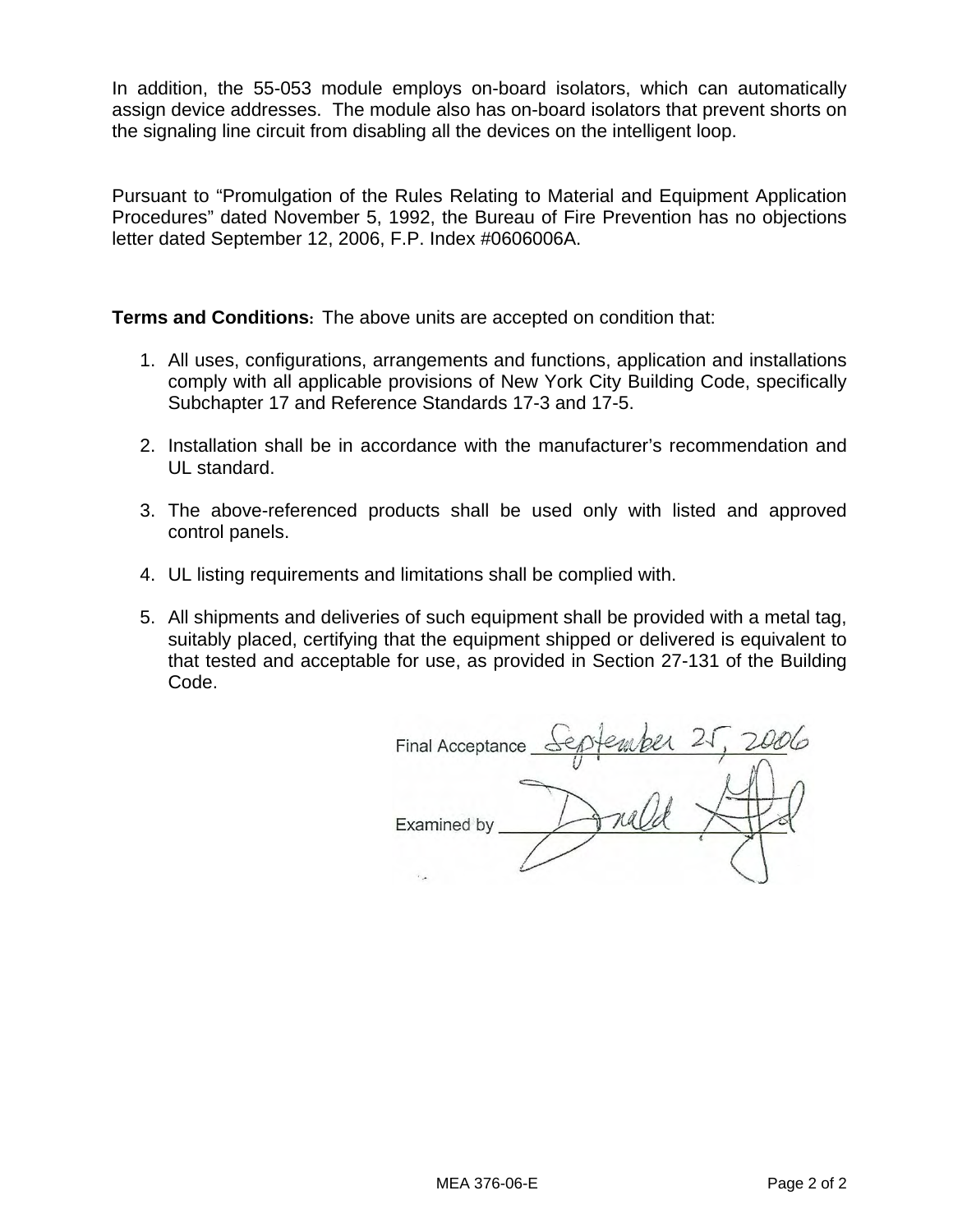In addition, the 55-053 module employs on-board isolators, which can automatically assign device addresses. The module also has on-board isolators that prevent shorts on the signaling line circuit from disabling all the devices on the intelligent loop.

Pursuant to "Promulgation of the Rules Relating to Material and Equipment Application Procedures" dated November 5, 1992, the Bureau of Fire Prevention has no objections letter dated September 12, 2006, F.P. Index #0606006A.

**Terms and Conditions:** The above units are accepted on condition that:

1. All uses, configurations, arrangements and functions, application and installations comply with all applicable provisions of New York City Building Code, specifically Subchapter 17 and Reference Standards 17-3 and 17-5.

2. Installation shall be in accordance with the manufacturer's recommendation and UL standard.

3. The above-referenced products shall be used only with listed and approved control panels.

4. UL listing requirements and limitations shall be complied with.

5. All shipments and deliveries of such equipment shall be provided with a metal tag, suitably placed, certifying that the equipment shipped or delivered is equivalent to that tested and acceptable for use, as provided in Section 27-131 of the Building Code.

Final Acceptance September 25, 2006

Examined by Donald Alford

MEA 376-06-E